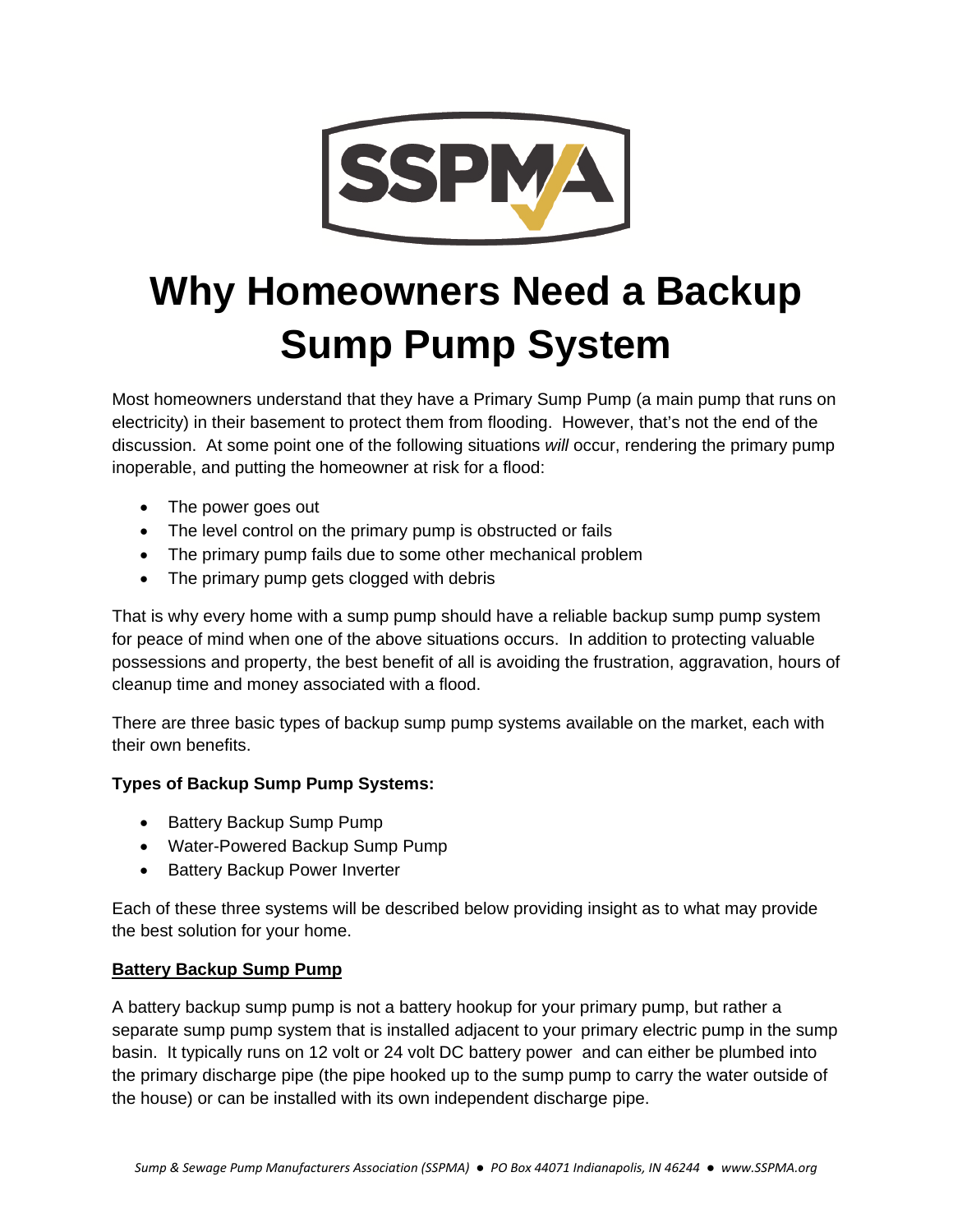# Why Homeowners Need a Backup Sump Pump System

Most homeowners understand that they have a Primary Sump Pump (a main pump that runs on electricity) in their basement to protect them from flooding. However, that's not the end of the discussion. At some point one of the following situations *will* occur, rendering the primary pump inoperable, and putting the homeowner at risk for a flood:

- The power goes out
- The level control on the primary pump is obstructed or fails
- The primary pump fails due to some other mechanical problem
- The primary pump gets clogged with debris

That is why every home with a sump pump should have a reliable backup sump pump system for peace of mind when one of the above situations occurs. In addition to protecting valuable possessions and property, the best benefit of all is avoiding the frustration, aggravation, hours of cleanup time and money associated with a flood.

There are three basic types of backup sump pump systems available on the market, each with their own benefits.

**Types of Backup Sump Pump Systems:**

- Battery Backup Sump Pump
- Water-Powered Backup Sump Pump
- Battery Backup Power Inverter

Each of these three systems will be described below providing insight as to what may provide the best solution for your home.

**Battery Backup Sump Pump**

A battery backup sump pump is not a battery hookup for your primary pump, but rather a separate sump pump system that is installed adjacent to your primary electric pump in the sump basin. It typically runs on 12 volt or 24 volt DC battery power and can either be plumbed into the primary discharge pipe (the pipe hooked up to the sump pump to carry the water outside of the house) or can be installed with its own independent discharge pipe.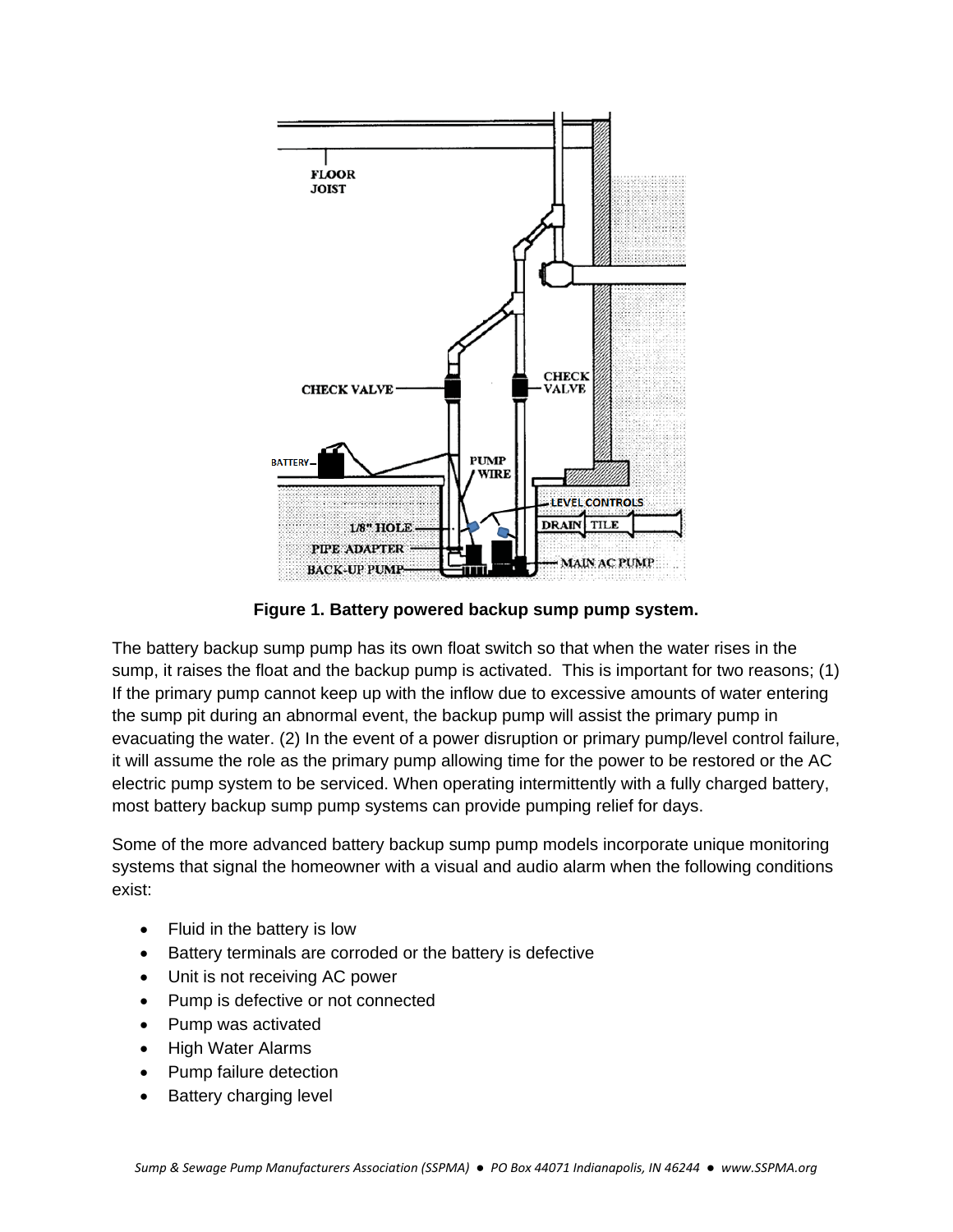**Figure 1. Battery powered backup sump pump system.**

The battery backup sump pump has its own float switch so that when the water rises in the sump, it raises the float and the backup pump is activated. This is important for two reasons; (1) If the primary pump cannot keep up with the inflow due to excessive amounts of water entering the sump pit during an abnormal event, the backup pump will assist the primary pump in evacuating the water. (2) In the event of a power disruption or primary pump/level control failure, it will assume the role as the primary pump allowing time for the power to be restored or the AC electric pump system to be serviced. When operating intermittently with a fully charged battery, most battery backup sump pump systems can provide pumping relief for days.

Some of the more advanced battery backup sump pump models incorporate unique monitoring systems that signal the homeowner with a visual and audio alarm when the following conditions exist:

- Fluid in the battery is low
- Battery terminals are corroded or the battery is defective
- Unit is not receiving AC power
- Pump is defective or not connected
- Pump was activated
- High Water Alarms
- Pump failure detection
- Battery charging level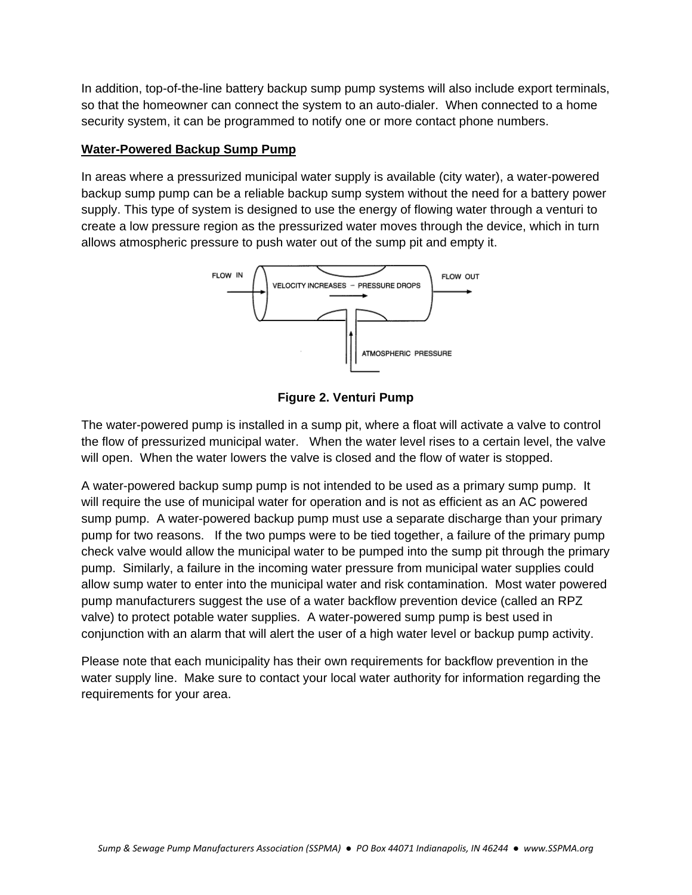In addition, top-of-the-line battery backup sump pump systems will also include export terminals, so that the homeowner can connect the system to an auto-dialer. When connected to a home security system, it can be programmed to notify one or more contact phone numbers.

**Water-Powered Backup Sump Pump**

In areas where a pressurized municipal water supply is available (city water), a water-powered backup sump pump can be a reliable backup sump system without the need for a battery power supply. This type of system is designed to use the energy of flowing water through a venturi to create a low pressure region as the pressurized water moves through the device, which in turn allows atmospheric pressure to push water out of the sump pit and empty it.

**Figure 2. Venturi Pump**

The water-powered pump is installed in a sump pit, where a float will activate a valve to control the flow of pressurized municipal water. When the water level rises to a certain level, the valve will open. When the water lowers the valve is closed and the flow of water is stopped.

A water-powered backup sump pump is not intended to be used as a primary sump pump. It will require the use of municipal water for operation and is not as efficient as an AC powered sump pump. A water-powered backup pump must use a separate discharge than your primary pump for two reasons. If the two pumps were to be tied together, a failure of the primary pump check valve would allow the municipal water to be pumped into the sump pit through the primary pump. Similarly, a failure in the incoming water pressure from municipal water supplies could allow sump water to enter into the municipal water and risk contamination. Most water powered pump manufacturers suggest the use of a water backflow prevention device (called an RPZ valve) to protect potable water supplies. A water-powered sump pump is best used in conjunction with an alarm that will alert the user of a high water level or backup pump activity.

Please note that each municipality has their own requirements for backflow prevention in the water supply line. Make sure to contact your local water authority for information regarding the requirements for your area.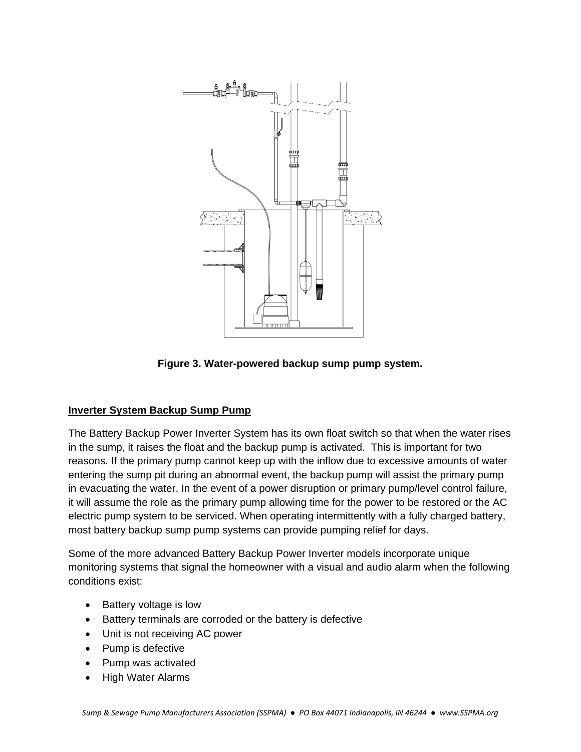**Figure 3. Water-powered backup sump pump system.**

**<u>Inverter System Backup Sump Pump</u>**

The Battery Backup Power Inverter System has its own float switch so that when the water rises in the sump, it raises the float and the backup pump is activated. This is important for two reasons. If the primary pump cannot keep up with the inflow due to excessive amounts of water entering the sump pit during an abnormal event, the backup pump will assist the primary pump in evacuating the water. In the event of a power disruption or primary pump/level control failure, it will assume the role as the primary pump allowing time for the power to be restored or the AC electric pump system to be serviced. When operating intermittently with a fully charged battery, most battery backup sump pump systems can provide pumping relief for days.

Some of the more advanced Battery Backup Power Inverter models incorporate unique monitoring systems that signal the homeowner with a visual and audio alarm when the following conditions exist:

- Battery voltage is low
- Battery terminals are corroded or the battery is defective
- Unit is not receiving AC power
- Pump is defective
- Pump was activated
- High Water Alarms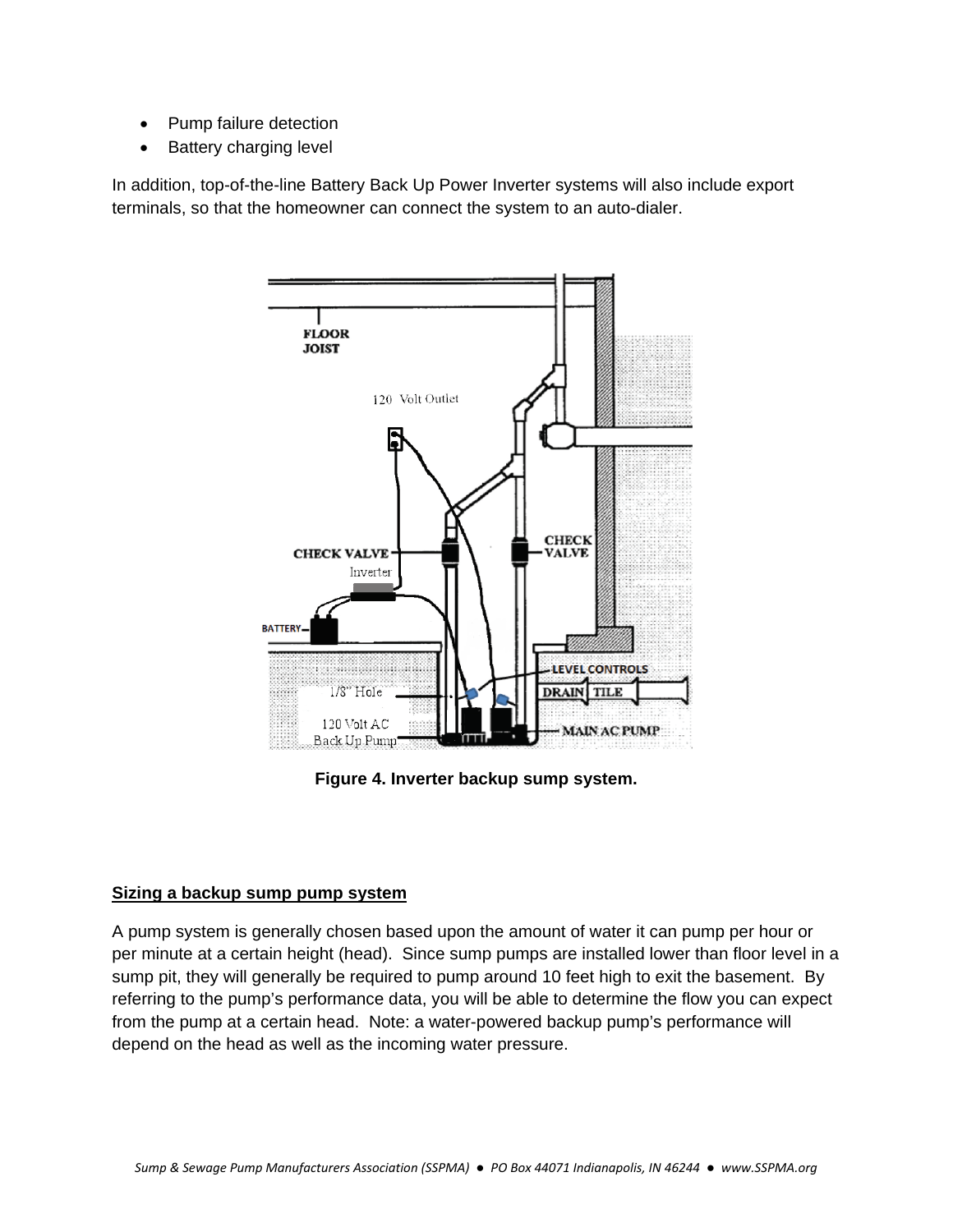- Pump failure detection
- Battery charging level

In addition, top-of-the-line Battery Back Up Power Inverter systems will also include export terminals, so that the homeowner can connect the system to an auto-dialer.

**Figure 4. Inverter backup sump system.**

## Sizing a backup sump pump system

A pump system is generally chosen based upon the amount of water it can pump per hour or per minute at a certain height (head). Since sump pumps are installed lower than floor level in a sump pit, they will generally be required to pump around 10 feet high to exit the basement. By referring to the pump's performance data, you will be able to determine the flow you can expect from the pump at a certain head. Note: a water-powered backup pump's performance will depend on the head as well as the incoming water pressure.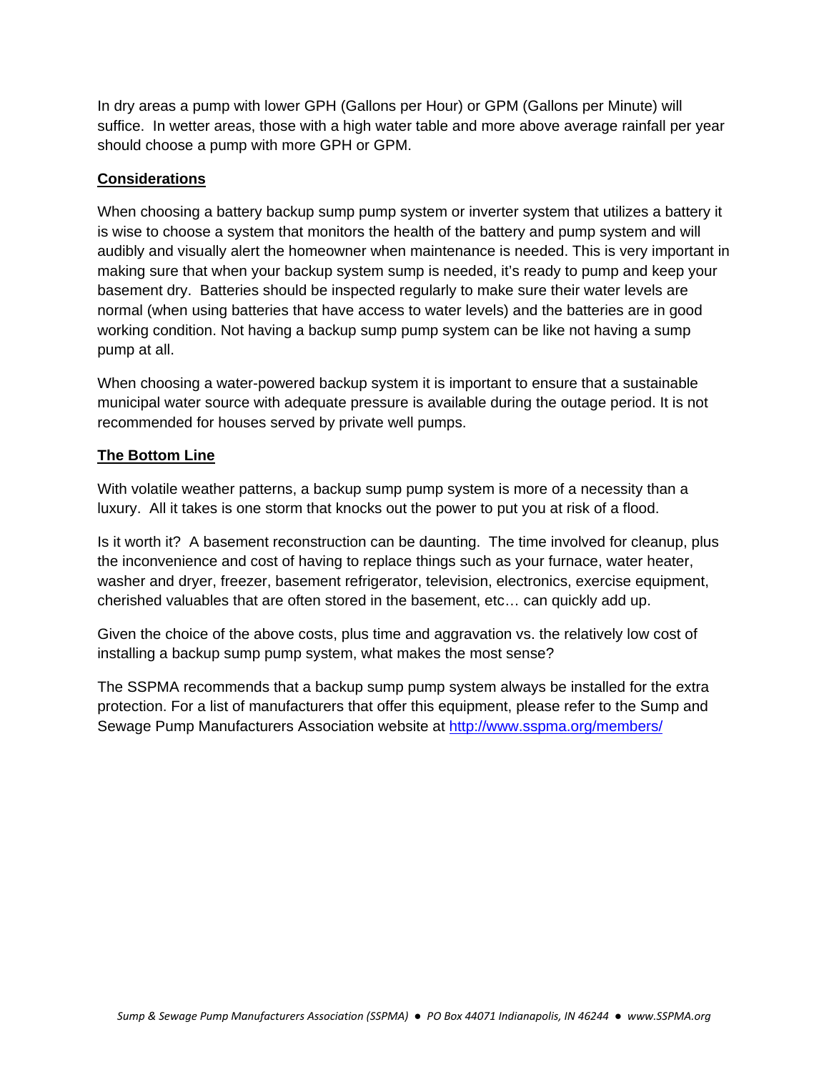In dry areas a pump with lower GPH (Gallons per Hour) or GPM (Gallons per Minute) will suffice. In wetter areas, those with a high water table and more above average rainfall per year should choose a pump with more GPH or GPM.

## Considerations

When choosing a battery backup sump pump system or inverter system that utilizes a battery it is wise to choose a system that monitors the health of the battery and pump system and will audibly and visually alert the homeowner when maintenance is needed. This is very important in making sure that when your backup system sump is needed, it's ready to pump and keep your basement dry. Batteries should be inspected regularly to make sure their water levels are normal (when using batteries that have access to water levels) and the batteries are in good working condition. Not having a backup sump pump system can be like not having a sump pump at all.

When choosing a water-powered backup system it is important to ensure that a sustainable municipal water source with adequate pressure is available during the outage period. It is not recommended for houses served by private well pumps.

## The Bottom Line

With volatile weather patterns, a backup sump pump system is more of a necessity than a luxury. All it takes is one storm that knocks out the power to put you at risk of a flood.

Is it worth it? A basement reconstruction can be daunting. The time involved for cleanup, plus the inconvenience and cost of having to replace things such as your furnace, water heater, washer and dryer, freezer, basement refrigerator, television, electronics, exercise equipment, cherished valuables that are often stored in the basement, etc… can quickly add up.

Given the choice of the above costs, plus time and aggravation vs. the relatively low cost of installing a backup sump pump system, what makes the most sense?

The SSPMA recommends that a backup sump pump system always be installed for the extra protection. For a list of manufacturers that offer this equipment, please refer to the Sump and Sewage Pump Manufacturers Association website at [http://www.sspma.org/members/](http://www.sspma.org/members/)